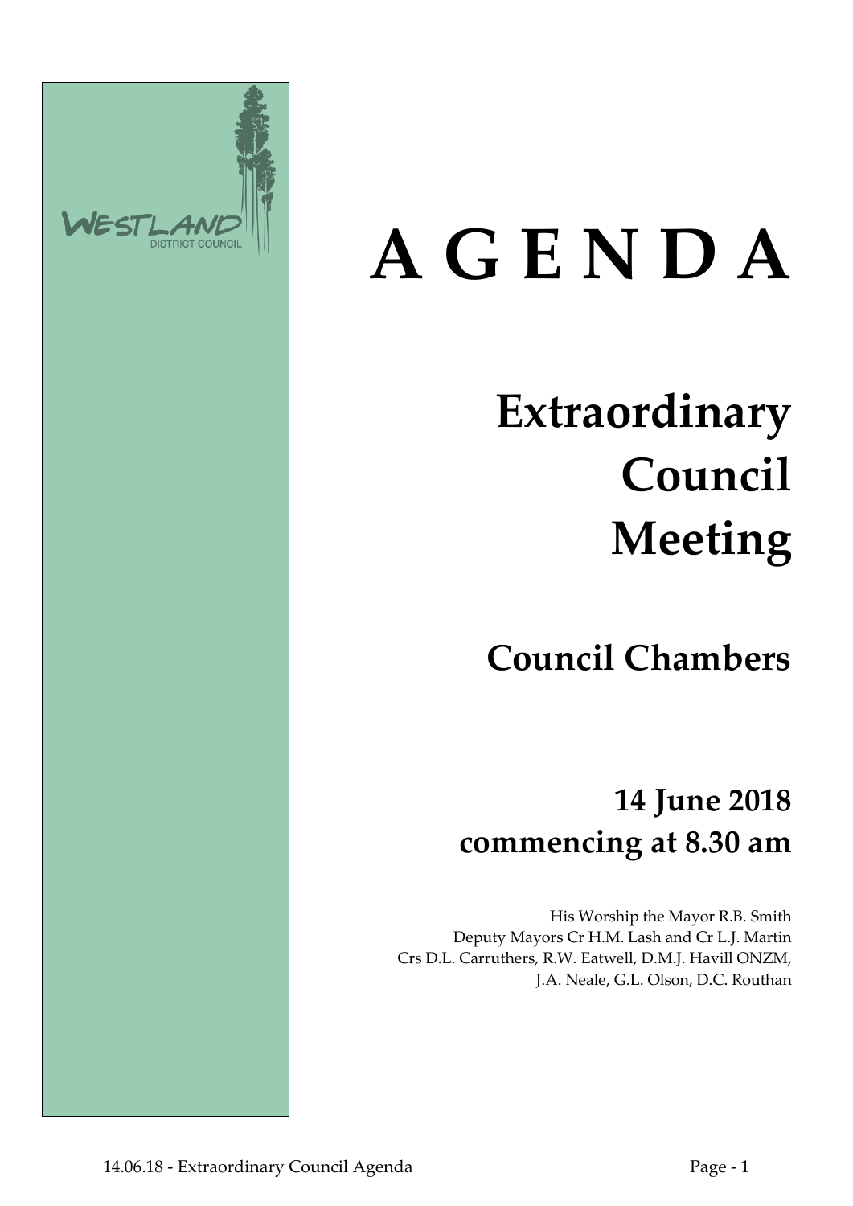WESTLAND
DISTRICT COUNCIL

# A G E N D A

## Extraordinary Council Meeting

## Council Chambers

## 14 June 2018 commencing at 8.30 am

His Worship the Mayor R.B. Smith
Deputy Mayors Cr H.M. Lash and Cr L.J. Martin
Crs D.L. Carruthers, R.W. Eatwell, D.M.J. Havill ONZM,
J.A. Neale, G.L. Olson, D.C. Routhan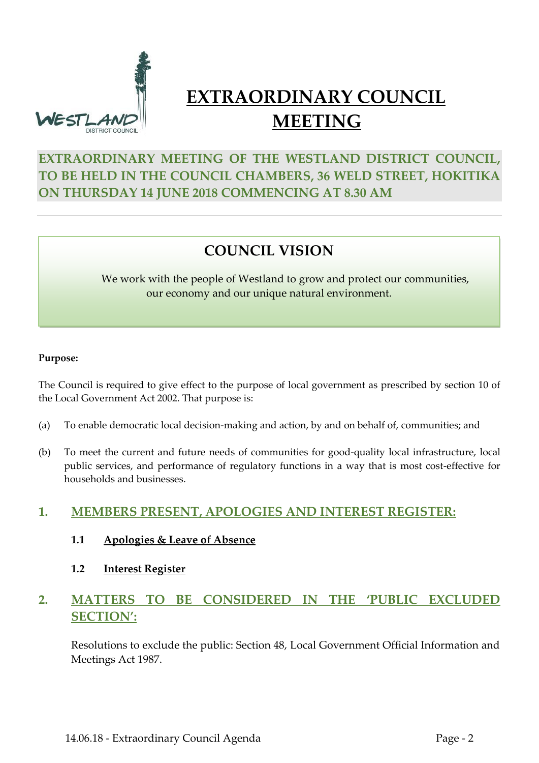# EXTRAORDINARY COUNCIL MEETING

**EXTRAORDINARY MEETING OF THE WESTLAND DISTRICT COUNCIL, TO BE HELD IN THE COUNCIL CHAMBERS, 36 WELD STREET, HOKITIKA ON THURSDAY 14 JUNE 2018 COMMENCING AT 8.30 AM**

---

## COUNCIL VISION

We work with the people of Westland to grow and protect our communities, our economy and our unique natural environment.

**Purpose:**

The Council is required to give effect to the purpose of local government as prescribed by section 10 of the Local Government Act 2002. That purpose is:

(a) To enable democratic local decision-making and action, by and on behalf of, communities; and

(b) To meet the current and future needs of communities for good-quality local infrastructure, local public services, and performance of regulatory functions in a way that is most cost-effective for households and businesses.

## 1. MEMBERS PRESENT, APOLOGIES AND INTEREST REGISTER:

### 1.1 Apologies & Leave of Absence

### 1.2 Interest Register

## 2. MATTERS TO BE CONSIDERED IN THE 'PUBLIC EXCLUDED SECTION':

Resolutions to exclude the public: Section 48, Local Government Official Information and Meetings Act 1987.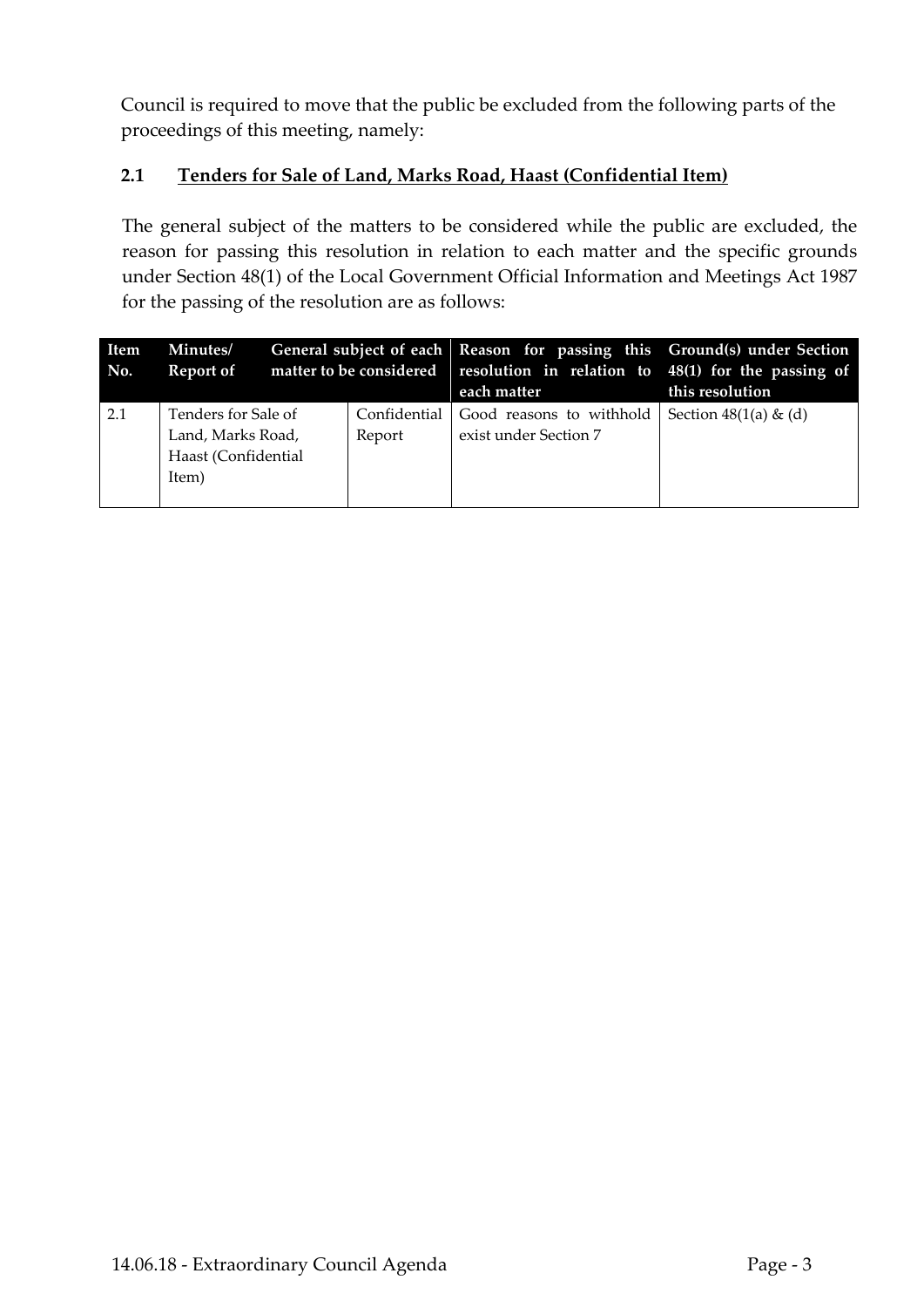Council is required to move that the public be excluded from the following parts of the proceedings of this meeting, namely:

## 2.1 Tenders for Sale of Land, Marks Road, Haast (Confidential Item)

The general subject of the matters to be considered while the public are excluded, the reason for passing this resolution in relation to each matter and the specific grounds under Section 48(1) of the Local Government Official Information and Meetings Act 1987 for the passing of the resolution are as follows:

| Item No. | Minutes/ Report of | General subject of each matter to be considered | Reason for passing this resolution in relation to each matter | Ground(s) under Section 48(1) for the passing of this resolution |
|---|---|---|---|---|
| 2.1 | Tenders for Sale of Land, Marks Road, Haast (Confidential Item) | Confidential Report | Good reasons to withhold exist under Section 7 | Section 48(1(a) & (d) |